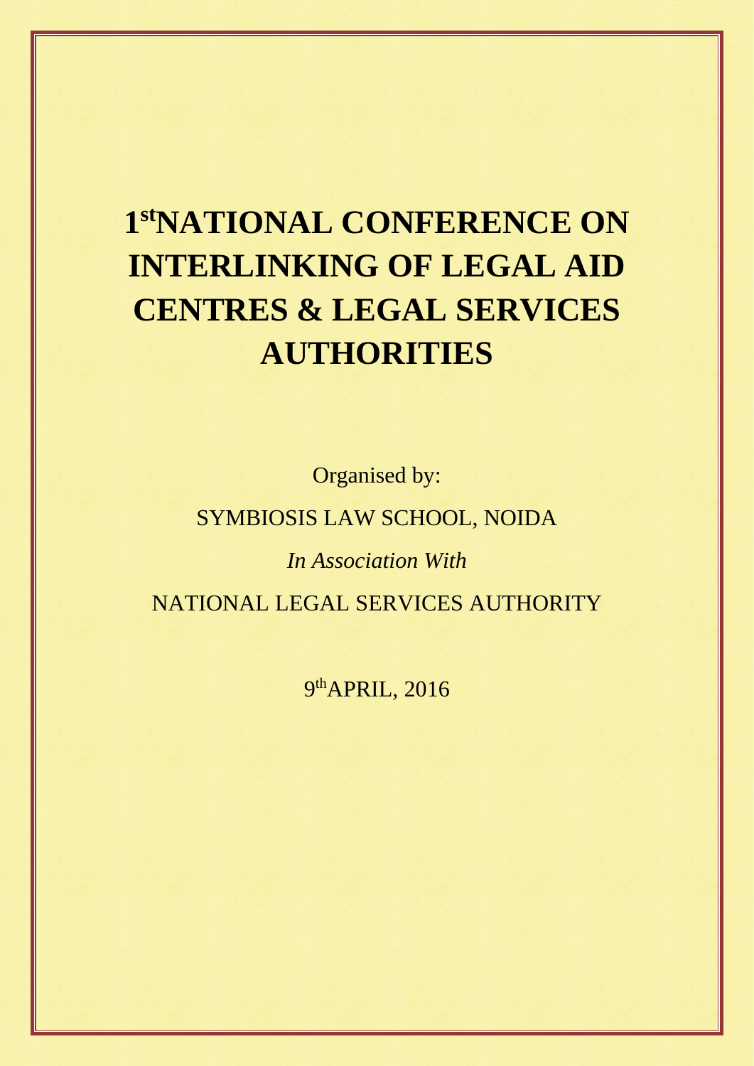# 1st NATIONAL CONFERENCE ON INTERLINKING OF LEGAL AID CENTRES & LEGAL SERVICES AUTHORITIES

Organised by:

SYMBIOSIS LAW SCHOOL, NOIDA

*In Association With*

NATIONAL LEGAL SERVICES AUTHORITY

9th APRIL, 2016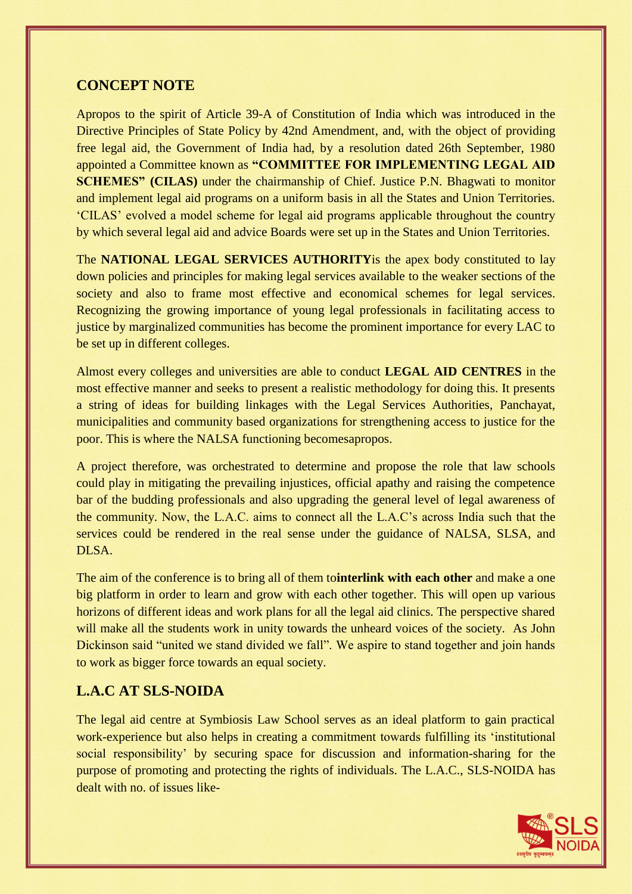## CONCEPT NOTE

Apropos to the spirit of Article 39-A of Constitution of India which was introduced in the Directive Principles of State Policy by 42nd Amendment, and, with the object of providing free legal aid, the Government of India had, by a resolution dated 26th September, 1980 appointed a Committee known as **"COMMITTEE FOR IMPLEMENTING LEGAL AID SCHEMES" (CILAS)** under the chairmanship of Chief. Justice P.N. Bhagwati to monitor and implement legal aid programs on a uniform basis in all the States and Union Territories. 'CILAS' evolved a model scheme for legal aid programs applicable throughout the country by which several legal aid and advice Boards were set up in the States and Union Territories.

The **NATIONAL LEGAL SERVICES AUTHORITY**is the apex body constituted to lay down policies and principles for making legal services available to the weaker sections of the society and also to frame most effective and economical schemes for legal services. Recognizing the growing importance of young legal professionals in facilitating access to justice by marginalized communities has become the prominent importance for every LAC to be set up in different colleges.

Almost every colleges and universities are able to conduct **LEGAL AID CENTRES** in the most effective manner and seeks to present a realistic methodology for doing this. It presents a string of ideas for building linkages with the Legal Services Authorities, Panchayat, municipalities and community based organizations for strengthening access to justice for the poor. This is where the NALSA functioning becomesapropos.

A project therefore, was orchestrated to determine and propose the role that law schools could play in mitigating the prevailing injustices, official apathy and raising the competence bar of the budding professionals and also upgrading the general level of legal awareness of the community. Now, the L.A.C. aims to connect all the L.A.C's across India such that the services could be rendered in the real sense under the guidance of NALSA, SLSA, and DLSA.

The aim of the conference is to bring all of them to**interlink with each other** and make a one big platform in order to learn and grow with each other together. This will open up various horizons of different ideas and work plans for all the legal aid clinics. The perspective shared will make all the students work in unity towards the unheard voices of the society. As John Dickinson said "united we stand divided we fall". We aspire to stand together and join hands to work as bigger force towards an equal society.

## L.A.C AT SLS-NOIDA

The legal aid centre at Symbiosis Law School serves as an ideal platform to gain practical work-experience but also helps in creating a commitment towards fulfilling its 'institutional social responsibility' by securing space for discussion and information-sharing for the purpose of promoting and protecting the rights of individuals. The L.A.C., SLS-NOIDA has dealt with no. of issues like-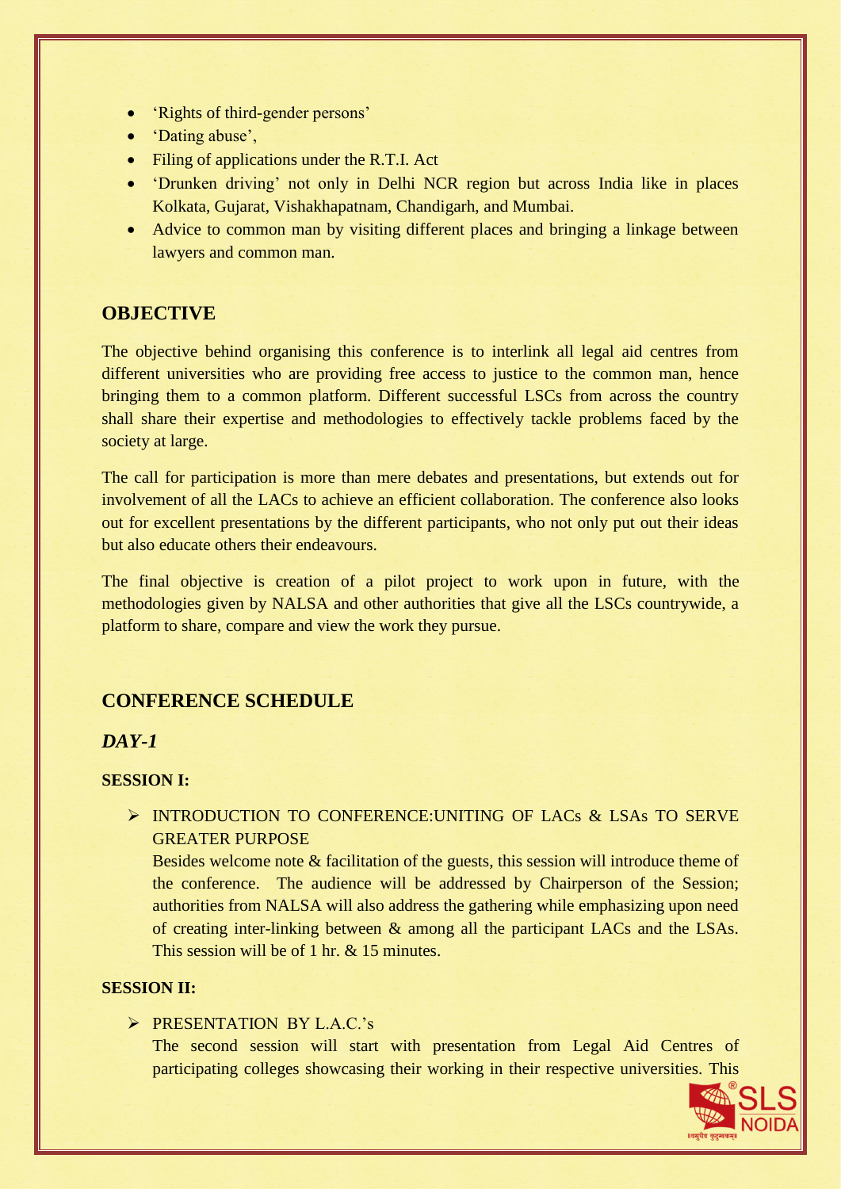- 'Rights of third-gender persons'
- 'Dating abuse',
- Filing of applications under the R.T.I. Act
- 'Drunken driving' not only in Delhi NCR region but across India like in places Kolkata, Gujarat, Vishakhapatnam, Chandigarh, and Mumbai.
- Advice to common man by visiting different places and bringing a linkage between lawyers and common man.

## OBJECTIVE

The objective behind organising this conference is to interlink all legal aid centres from different universities who are providing free access to justice to the common man, hence bringing them to a common platform. Different successful LSCs from across the country shall share their expertise and methodologies to effectively tackle problems faced by the society at large.

The call for participation is more than mere debates and presentations, but extends out for involvement of all the LACs to achieve an efficient collaboration. The conference also looks out for excellent presentations by the different participants, who not only put out their ideas but also educate others their endeavours.

The final objective is creation of a pilot project to work upon in future, with the methodologies given by NALSA and other authorities that give all the LSCs countrywide, a platform to share, compare and view the work they pursue.

## CONFERENCE SCHEDULE

### *DAY-1*

**SESSION I:**

- INTRODUCTION TO CONFERENCE:UNITING OF LACs & LSAs TO SERVE GREATER PURPOSE

  Besides welcome note & facilitation of the guests, this session will introduce theme of the conference. The audience will be addressed by Chairperson of the Session; authorities from NALSA will also address the gathering while emphasizing upon need of creating inter-linking between & among all the participant LACs and the LSAs. This session will be of 1 hr. & 15 minutes.

**SESSION II:**

- PRESENTATION BY L.A.C.'s

  The second session will start with presentation from Legal Aid Centres of participating colleges showcasing their working in their respective universities. This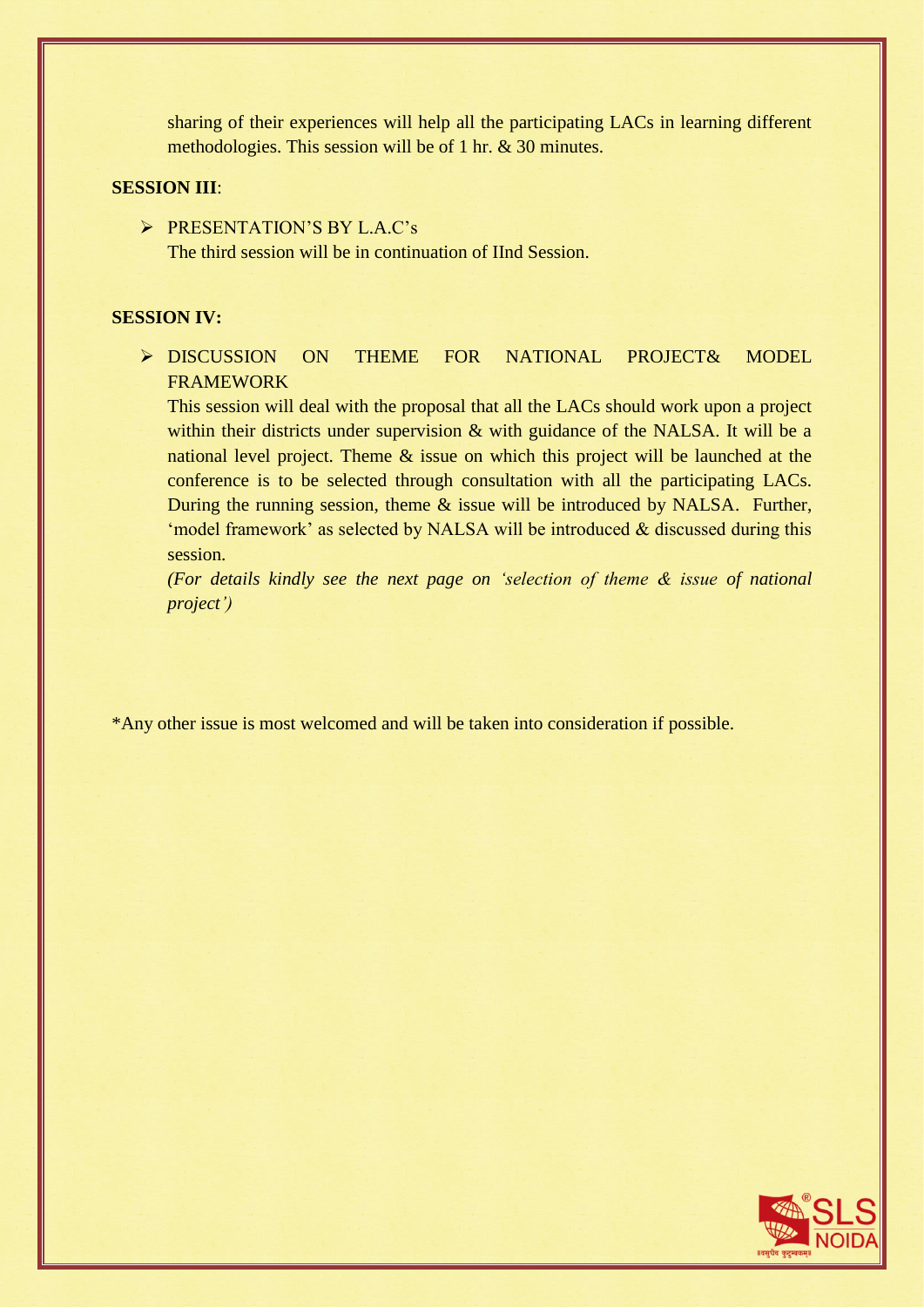sharing of their experiences will help all the participating LACs in learning different methodologies. This session will be of 1 hr. & 30 minutes.

**SESSION III**:

- PRESENTATION'S BY L.A.C's
  The third session will be in continuation of IInd Session.

**SESSION IV:**

- DISCUSSION ON THEME FOR NATIONAL PROJECT& MODEL FRAMEWORK
  This session will deal with the proposal that all the LACs should work upon a project within their districts under supervision & with guidance of the NALSA. It will be a national level project. Theme & issue on which this project will be launched at the conference is to be selected through consultation with all the participating LACs. During the running session, theme & issue will be introduced by NALSA. Further, 'model framework' as selected by NALSA will be introduced & discussed during this session.
  *(For details kindly see the next page on 'selection of theme & issue of national project')*

*Any other issue is most welcomed and will be taken into consideration if possible.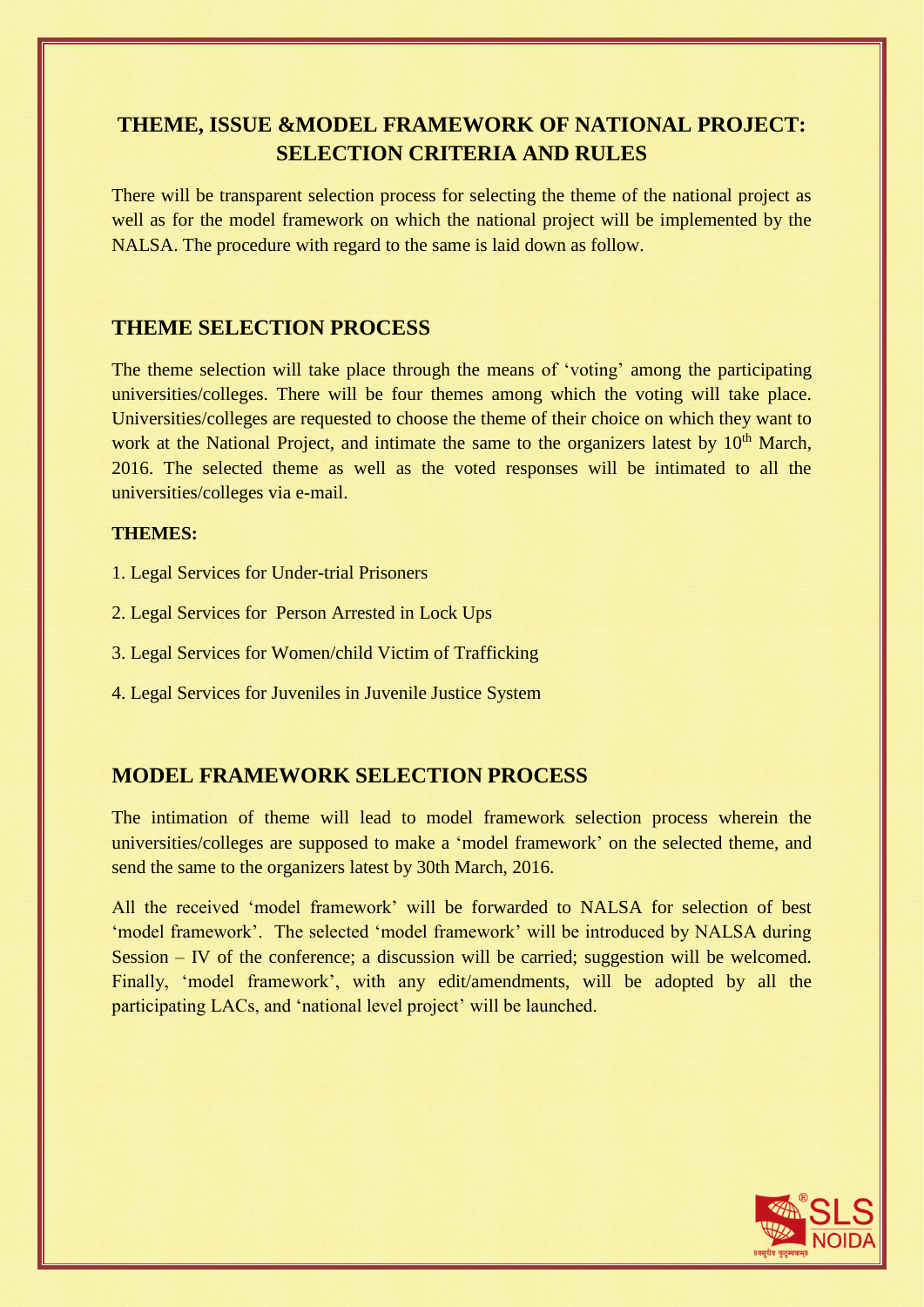# THEME, ISSUE &MODEL FRAMEWORK OF NATIONAL PROJECT: SELECTION CRITERIA AND RULES

There will be transparent selection process for selecting the theme of the national project as well as for the model framework on which the national project will be implemented by the NALSA. The procedure with regard to the same is laid down as follow.

## THEME SELECTION PROCESS

The theme selection will take place through the means of 'voting' among the participating universities/colleges. There will be four themes among which the voting will take place. Universities/colleges are requested to choose the theme of their choice on which they want to work at the National Project, and intimate the same to the organizers latest by 10th March, 2016. The selected theme as well as the voted responses will be intimated to all the universities/colleges via e-mail.

**THEMES:**

1. Legal Services for Under-trial Prisoners
2. Legal Services for Person Arrested in Lock Ups
3. Legal Services for Women/child Victim of Trafficking
4. Legal Services for Juveniles in Juvenile Justice System

## MODEL FRAMEWORK SELECTION PROCESS

The intimation of theme will lead to model framework selection process wherein the universities/colleges are supposed to make a 'model framework' on the selected theme, and send the same to the organizers latest by 30th March, 2016.

All the received 'model framework' will be forwarded to NALSA for selection of best 'model framework'. The selected 'model framework' will be introduced by NALSA during Session – IV of the conference; a discussion will be carried; suggestion will be welcomed. Finally, 'model framework', with any edit/amendments, will be adopted by all the participating LACs, and 'national level project' will be launched.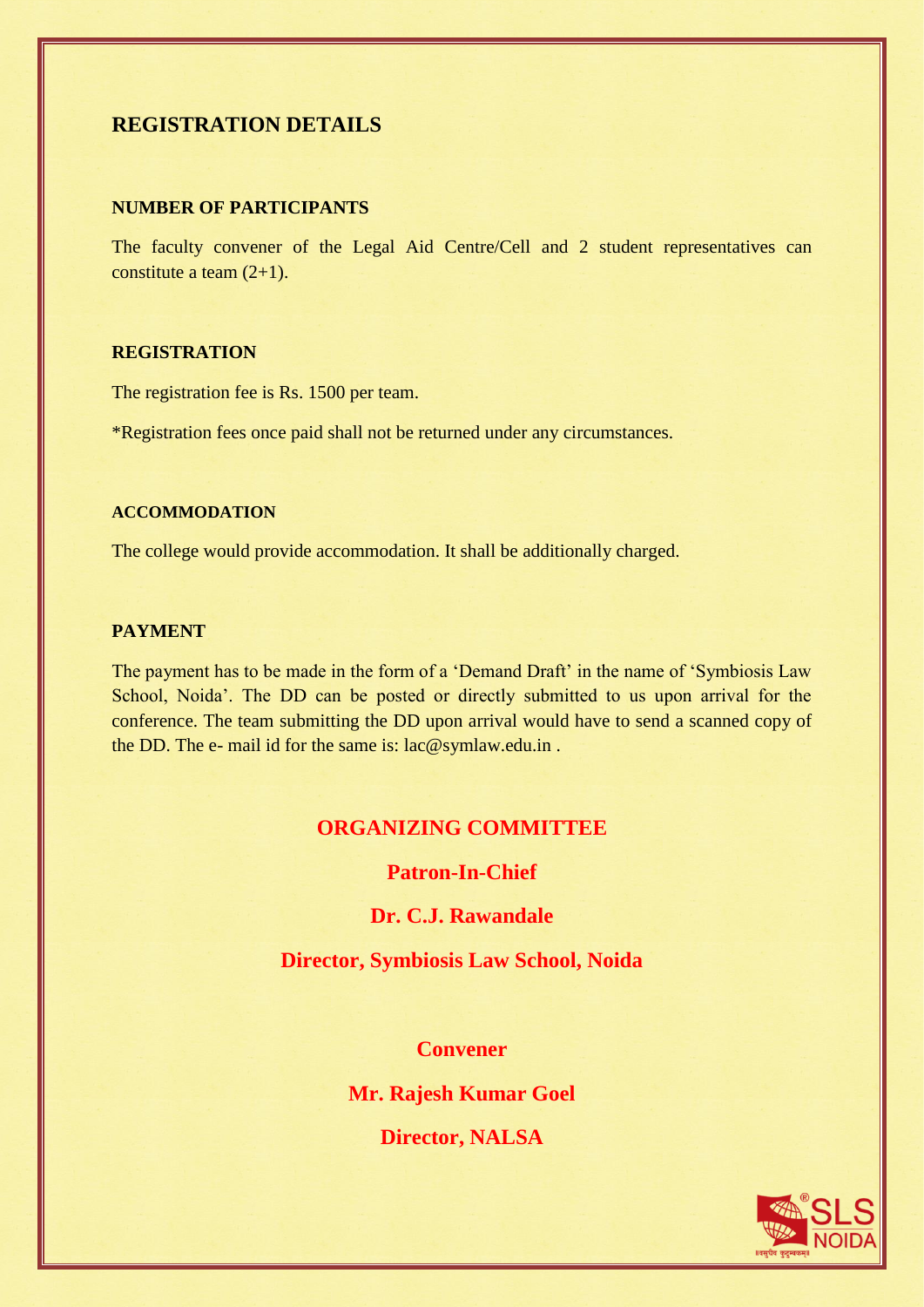## REGISTRATION DETAILS

### NUMBER OF PARTICIPANTS

The faculty convener of the Legal Aid Centre/Cell and 2 student representatives can constitute a team (2+1).

### REGISTRATION

The registration fee is Rs. 1500 per team.

*Registration fees once paid shall not be returned under any circumstances.

### ACCOMMODATION

The college would provide accommodation. It shall be additionally charged.

### PAYMENT

The payment has to be made in the form of a 'Demand Draft' in the name of 'Symbiosis Law School, Noida'. The DD can be posted or directly submitted to us upon arrival for the conference. The team submitting the DD upon arrival would have to send a scanned copy of the DD. The e- mail id for the same is: lac@symlaw.edu.in .

## ORGANIZING COMMITTEE

**Patron-In-Chief**

**Dr. C.J. Rawandale**

**Director, Symbiosis Law School, Noida**

**Convener**

**Mr. Rajesh Kumar Goel**

**Director, NALSA**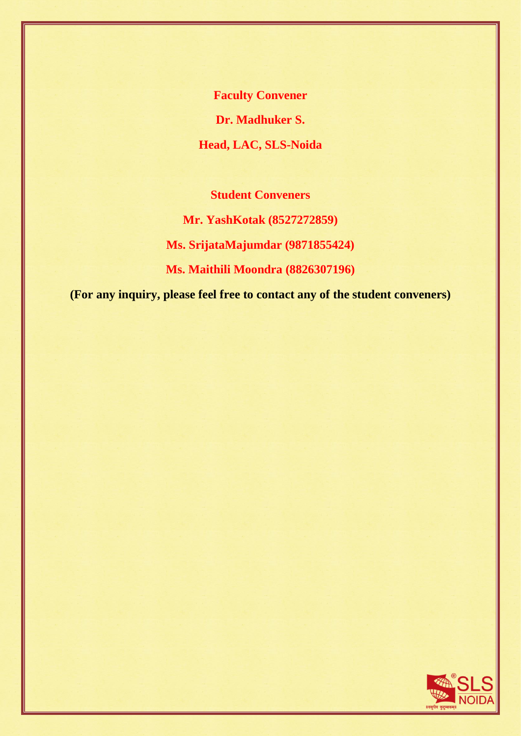**Faculty Convener**

**Dr. Madhuker S.**

**Head, LAC, SLS-Noida**

**Student Conveners**

**Mr. YashKotak (8527272859)**

**Ms. SrijataMajumdar (9871855424)**

**Ms. Maithili Moondra (8826307196)**

**(For any inquiry, please feel free to contact any of the student conveners)**